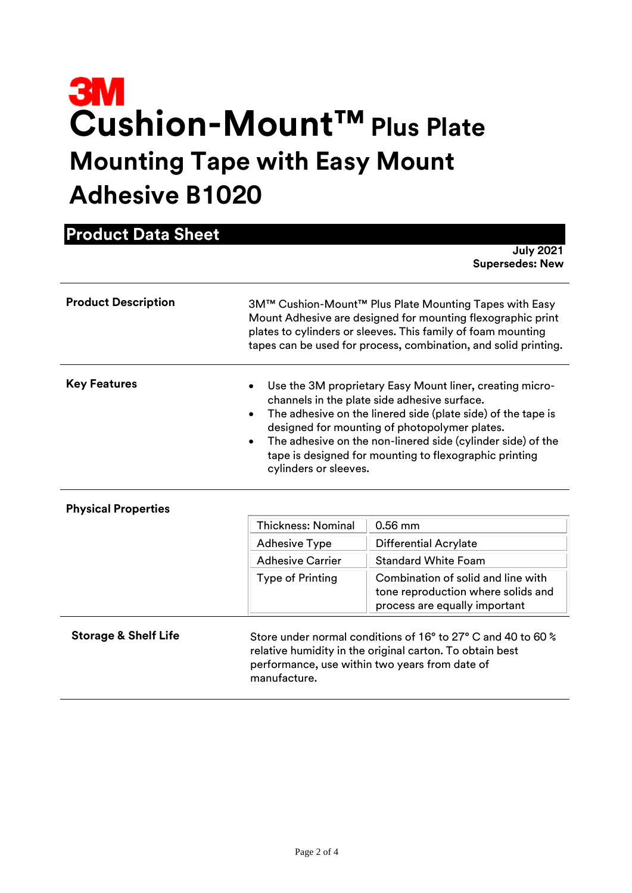3M

# Cushion-Mount™ Plus Plate Mounting Tape with Easy Mount Adhesive B1020

## Product Data Sheet

**July 2021**
**Supersedes: New**

**Product Description**

3M™ Cushion-Mount™ Plus Plate Mounting Tapes with Easy Mount Adhesive are designed for mounting flexographic print plates to cylinders or sleeves. This family of foam mounting tapes can be used for process, combination, and solid printing.

**Key Features**

- Use the 3M proprietary Easy Mount liner, creating micro-channels in the plate side adhesive surface.
- The adhesive on the linered side (plate side) of the tape is designed for mounting of photopolymer plates.
- The adhesive on the non-linered side (cylinder side) of the tape is designed for mounting to flexographic printing cylinders or sleeves.

**Physical Properties**

| | |
|---|---|
| Thickness: Nominal | 0.56 mm |
| Adhesive Type | Differential Acrylate |
| Adhesive Carrier | Standard White Foam |
| Type of Printing | Combination of solid and line with tone reproduction where solids and process are equally important |

**Storage & Shelf Life**

Store under normal conditions of 16° to 27° C and 40 to 60 % relative humidity in the original carton. To obtain best performance, use within two years from date of manufacture.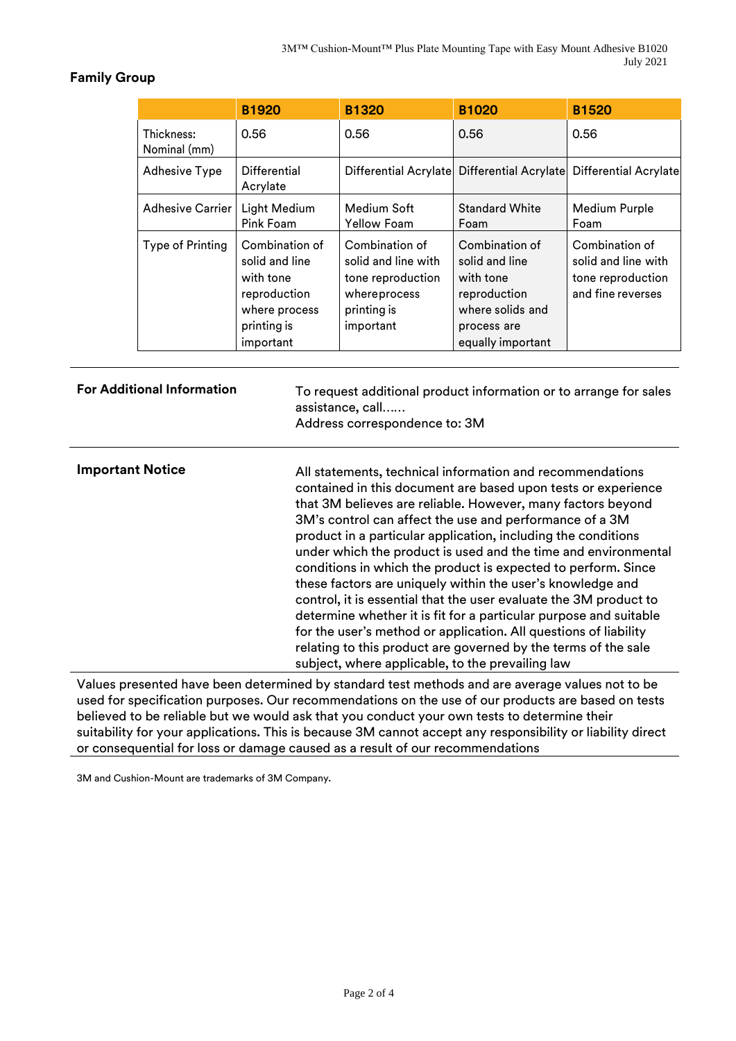## Family Group

| | B1920 | B1320 | B1020 | B1520 |
|---|---|---|---|---|
| Thickness: Nominal (mm) | 0.56 | 0.56 | 0.56 | 0.56 |
| Adhesive Type | Differential Acrylate | Differential Acrylate | Differential Acrylate | Differential Acrylate |
| Adhesive Carrier | Light Medium Pink Foam | Medium Soft Yellow Foam | Standard White Foam | Medium Purple Foam |
| Type of Printing | Combination of solid and line with tone reproduction where process printing is important | Combination of solid and line with tone reproduction whereprocess printing is important | Combination of solid and line with tone reproduction where solids and process are equally important | Combination of solid and line with tone reproduction and fine reverses |

**For Additional Information**

To request additional product information or to arrange for sales assistance, call……
Address correspondence to: 3M

**Important Notice**

All statements, technical information and recommendations contained in this document are based upon tests or experience that 3M believes are reliable. However, many factors beyond 3M's control can affect the use and performance of a 3M product in a particular application, including the conditions under which the product is used and the time and environmental conditions in which the product is expected to perform. Since these factors are uniquely within the user's knowledge and control, it is essential that the user evaluate the 3M product to determine whether it is fit for a particular purpose and suitable for the user's method or application. All questions of liability relating to this product are governed by the terms of the sale subject, where applicable, to the prevailing law

Values presented have been determined by standard test methods and are average values not to be used for specification purposes. Our recommendations on the use of our products are based on tests believed to be reliable but we would ask that you conduct your own tests to determine their suitability for your applications. This is because 3M cannot accept any responsibility or liability direct or consequential for loss or damage caused as a result of our recommendations

3M and Cushion-Mount are trademarks of 3M Company.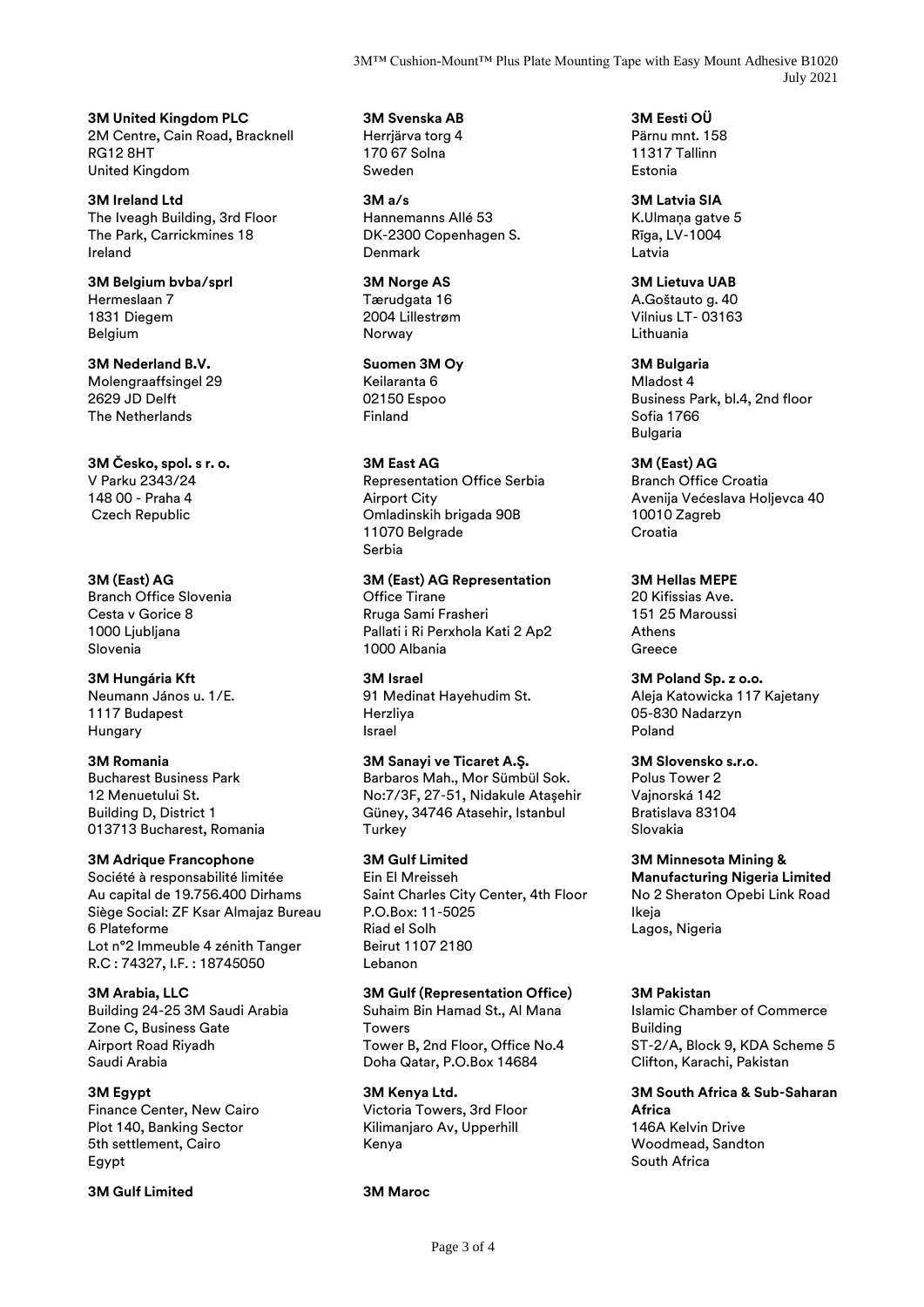**3M United Kingdom PLC**
2M Centre, Cain Road, Bracknell
RG12 8HT
United Kingdom

**3M Ireland Ltd**
The Iveagh Building, 3rd Floor
The Park, Carrickmines 18
Ireland

**3M Belgium bvba/sprl**
Hermeslaan 7
1831 Diegem
Belgium

**3M Nederland B.V.**
Molengraaffsingel 29
2629 JD Delft
The Netherlands

**3M Česko, spol. s r. o.**
V Parku 2343/24
148 00 - Praha 4
Czech Republic

**3M (East) AG**
Branch Office Slovenia
Cesta v Gorice 8
1000 Ljubljana
Slovenia

**3M Hungária Kft**
Neumann János u. 1/E.
1117 Budapest
Hungary

**3M Romania**
Bucharest Business Park
12 Menuetului St.
Building D, District 1
013713 Bucharest, Romania

**3M Adrique Francophone**
Société à responsabilité limitée
Au capital de 19.756.400 Dirhams
Siège Social: ZF Ksar Almajaz Bureau 6 Plateforme
Lot n°2 Immeuble 4 zénith Tanger
R.C : 74327, I.F. : 18745050

**3M Arabia, LLC**
Building 24-25 3M Saudi Arabia
Zone C, Business Gate
Airport Road Riyadh
Saudi Arabia

**3M Egypt**
Finance Center, New Cairo
Plot 140, Banking Sector
5th settlement, Cairo
Egypt

**3M Gulf Limited**

**3M Svenska AB**
Herrjärva torg 4
170 67 Solna
Sweden

**3M a/s**
Hannemanns Allé 53
DK-2300 Copenhagen S.
Denmark

**3M Norge AS**
Tærudgata 16
2004 Lillestrøm
Norway

**Suomen 3M Oy**
Keilaranta 6
02150 Espoo
Finland

**3M East AG**
Representation Office Serbia
Airport City
Omladinskih brigada 90B
11070 Belgrade
Serbia

**3M (East) AG Representation**
Office Tirane
Rruga Sami Frasheri
Pallati i Ri Perxhola Kati 2 Ap2
1000 Albania

**3M Israel**
91 Medinat Hayehudim St.
Herzliya
Israel

**3M Sanayi ve Ticaret A.Ş.**
Barbaros Mah., Mor Sümbül Sok.
No:7/3F, 27-51, Nidakule Ataşehir
Güney, 34746 Atasehir, Istanbul
Turkey

**3M Gulf Limited**
Ein El Mreisseh
Saint Charles City Center, 4th Floor
P.O.Box: 11-5025
Riad el Solh
Beirut 1107 2180
Lebanon

**3M Gulf (Representation Office)**
Suhaim Bin Hamad St., Al Mana Towers
Tower B, 2nd Floor, Office No.4
Doha Qatar, P.O.Box 14684

**3M Kenya Ltd.**
Victoria Towers, 3rd Floor
Kilimanjaro Av, Upperhill
Kenya

**3M Maroc**

**3M Eesti OÜ**
Pärnu mnt. 158
11317 Tallinn
Estonia

**3M Latvia SIA**
K.Ulmaņa gatve 5
Rīga, LV-1004
Latvia

**3M Lietuva UAB**
A.Goštauto g. 40
Vilnius LT- 03163
Lithuania

**3M Bulgaria**
Mladost 4
Business Park, bl.4, 2nd floor
Sofia 1766
Bulgaria

**3M (East) AG**
Branch Office Croatia
Avenija Većeslava Holjevca 40
10010 Zagreb
Croatia

**3M Hellas MEPE**
20 Kifissias Ave.
151 25 Maroussi
Athens
Greece

**3M Poland Sp. z o.o.**
Aleja Katowicka 117 Kajetany
05-830 Nadarzyn
Poland

**3M Slovensko s.r.o.**
Polus Tower 2
Vajnorská 142
Bratislava 83104
Slovakia

**3M Minnesota Mining & Manufacturing Nigeria Limited**
No 2 Sheraton Opebi Link Road
Ikeja
Lagos, Nigeria

**3M Pakistan**
Islamic Chamber of Commerce Building
ST-2/A, Block 9, KDA Scheme 5
Clifton, Karachi, Pakistan

**3M South Africa & Sub-Saharan Africa**
146A Kelvin Drive
Woodmead, Sandton
South Africa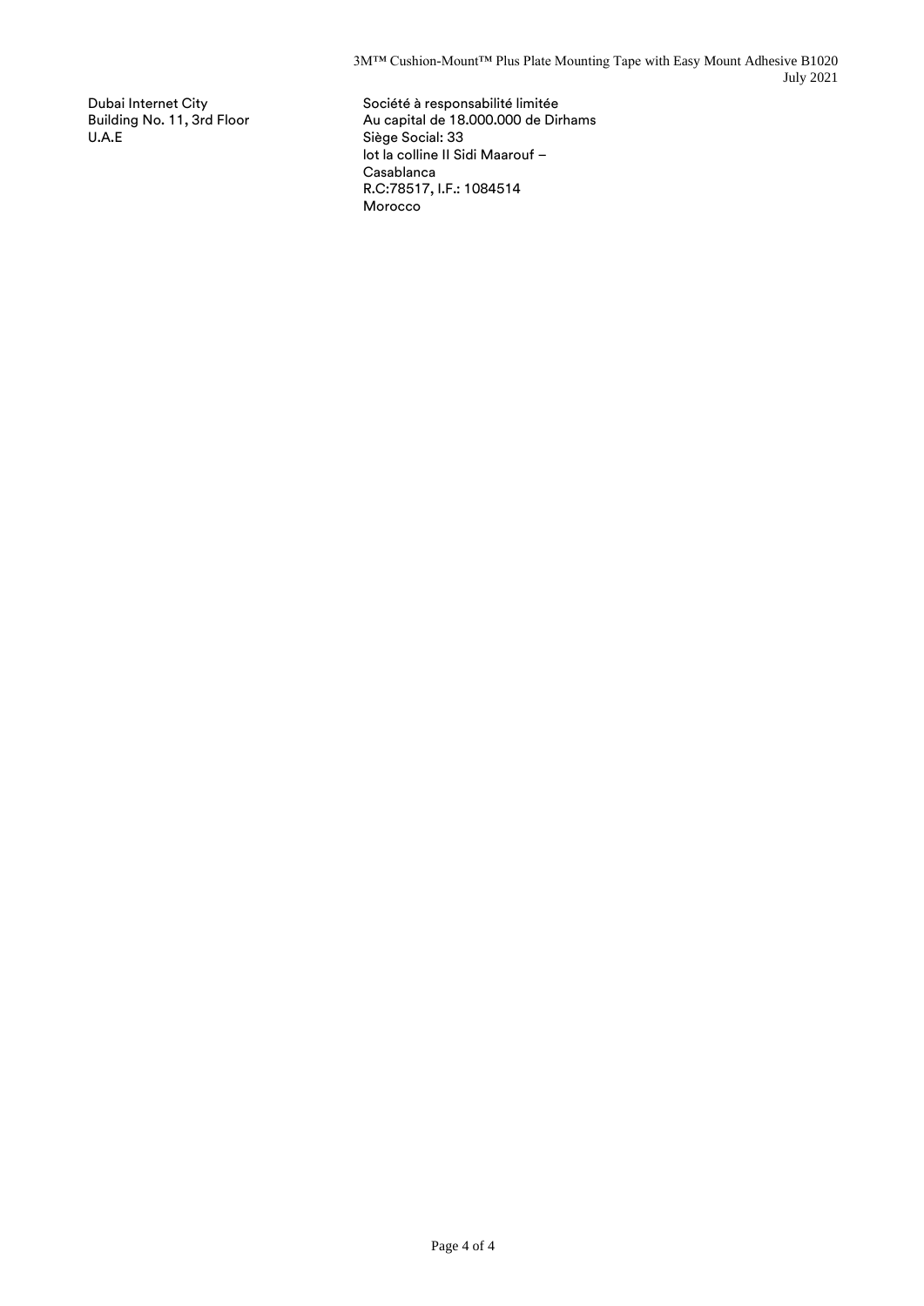Dubai Internet City
Building No. 11, 3rd Floor
U.A.E

Société à responsabilité limitée
Au capital de 18.000.000 de Dirhams
Siège Social: 33
lot la colline II Sidi Maarouf –
Casablanca
R.C:78517, I.F.: 1084514
Morocco